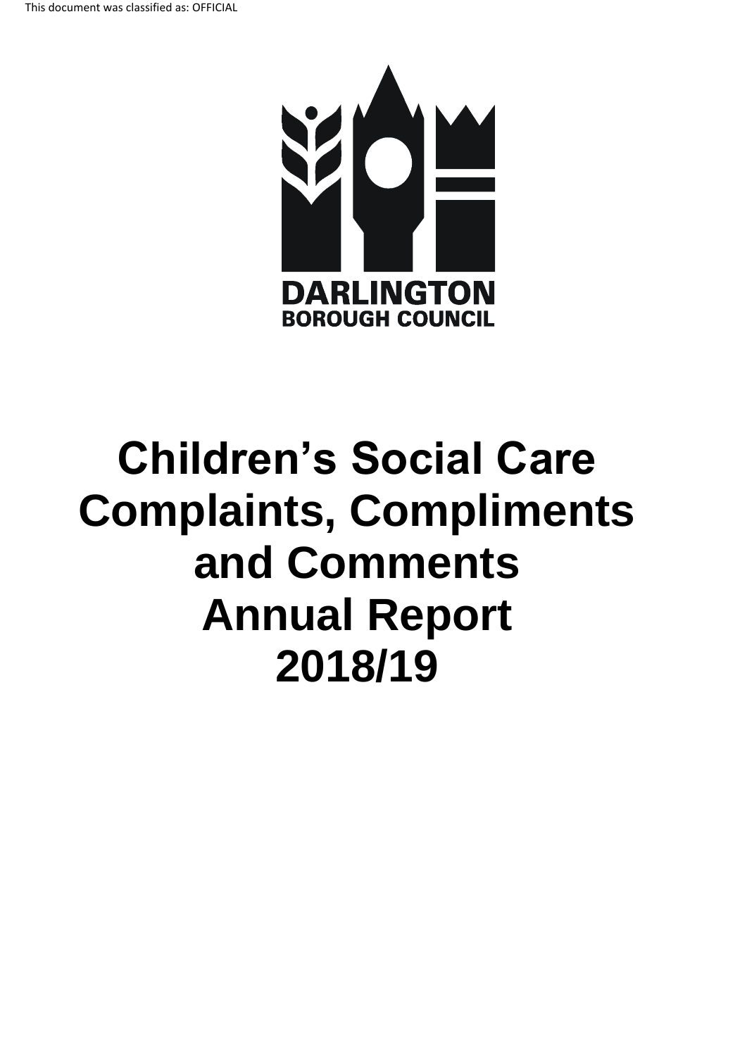This document was classified as: OFFICIAL

DARLINGTON
BOROUGH COUNCIL

# Children's Social Care Complaints, Compliments and Comments Annual Report 2018/19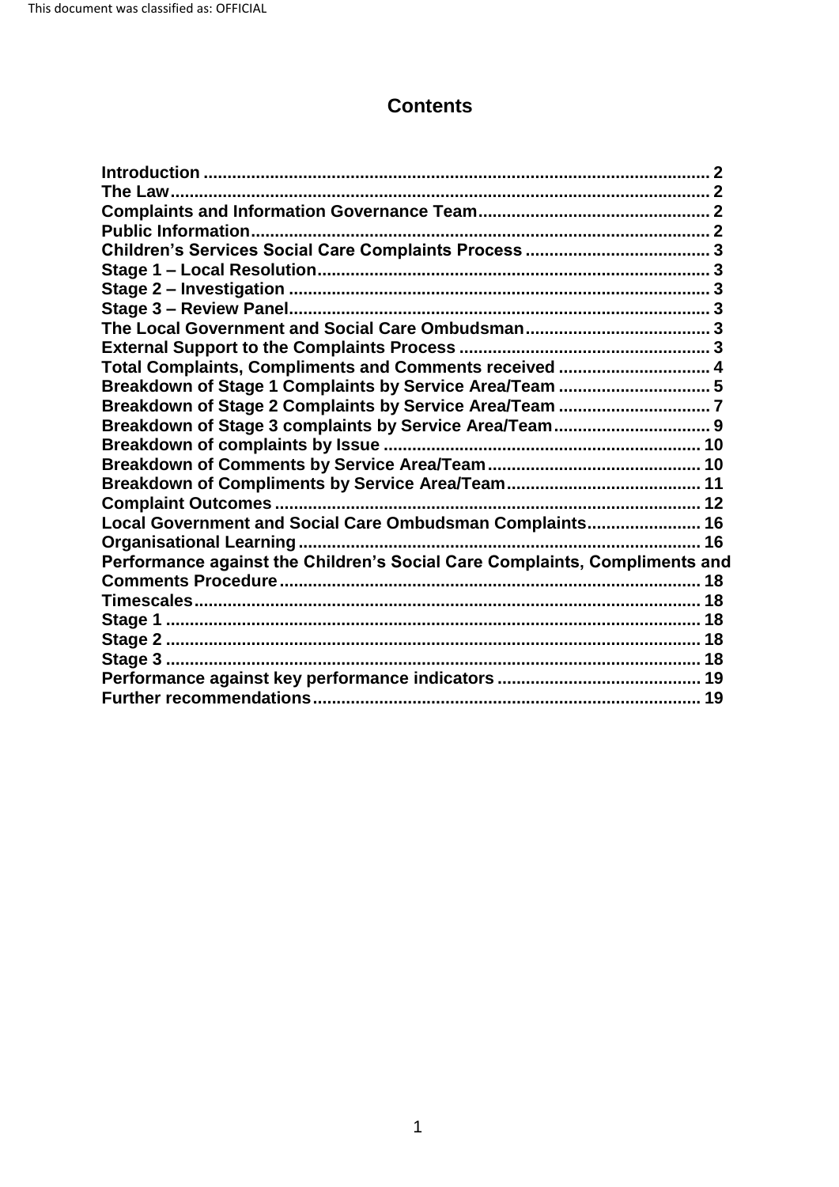# Contents

- Introduction ........ 2
- The Law ........ 2
- Complaints and Information Governance Team ........ 2
- Public Information ........ 2
- Children's Services Social Care Complaints Process ........ 3
- Stage 1 – Local Resolution ........ 3
- Stage 2 – Investigation ........ 3
- Stage 3 – Review Panel ........ 3
- The Local Government and Social Care Ombudsman ........ 3
- External Support to the Complaints Process ........ 3
- Total Complaints, Compliments and Comments received ........ 4
- Breakdown of Stage 1 Complaints by Service Area/Team ........ 5
- Breakdown of Stage 2 Complaints by Service Area/Team ........ 7
- Breakdown of Stage 3 complaints by Service Area/Team ........ 9
- Breakdown of complaints by Issue ........ 10
- Breakdown of Comments by Service Area/Team ........ 10
- Breakdown of Compliments by Service Area/Team ........ 11
- Complaint Outcomes ........ 12
- Local Government and Social Care Ombudsman Complaints ........ 16
- Organisational Learning ........ 16
- Performance against the Children's Social Care Complaints, Compliments and Comments Procedure ........ 18
- Timescales ........ 18
- Stage 1 ........ 18
- Stage 2 ........ 18
- Stage 3 ........ 18
- Performance against key performance indicators ........ 19
- Further recommendations ........ 19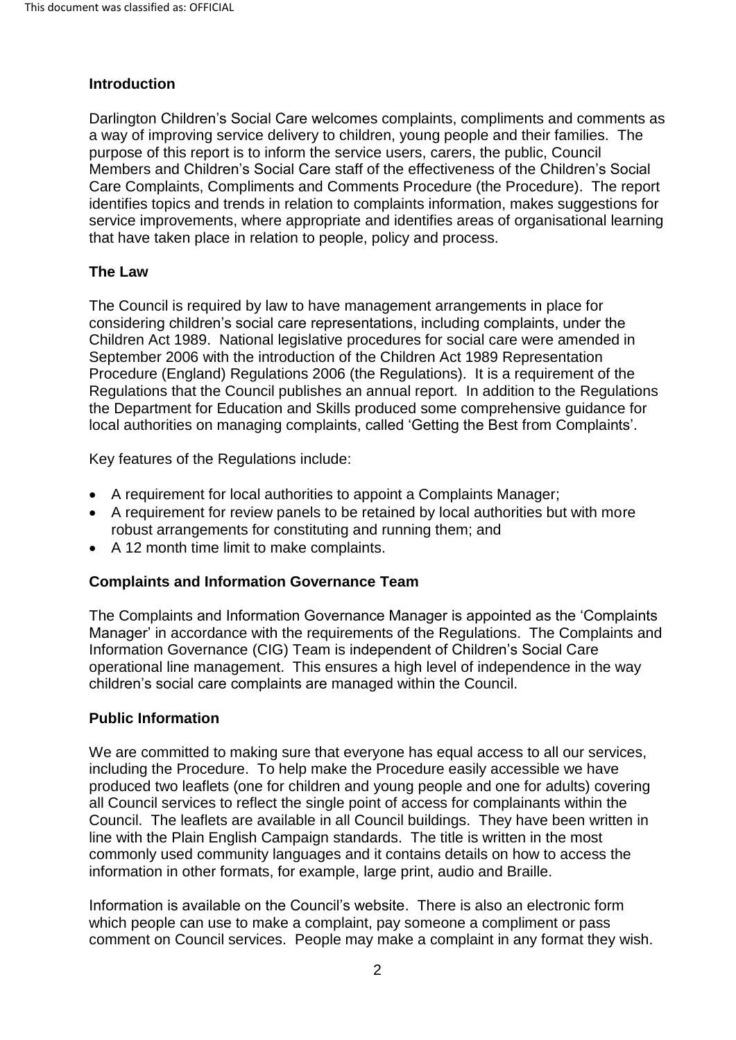## Introduction

Darlington Children's Social Care welcomes complaints, compliments and comments as a way of improving service delivery to children, young people and their families. The purpose of this report is to inform the service users, carers, the public, Council Members and Children's Social Care staff of the effectiveness of the Children's Social Care Complaints, Compliments and Comments Procedure (the Procedure). The report identifies topics and trends in relation to complaints information, makes suggestions for service improvements, where appropriate and identifies areas of organisational learning that have taken place in relation to people, policy and process.

## The Law

The Council is required by law to have management arrangements in place for considering children's social care representations, including complaints, under the Children Act 1989. National legislative procedures for social care were amended in September 2006 with the introduction of the Children Act 1989 Representation Procedure (England) Regulations 2006 (the Regulations). It is a requirement of the Regulations that the Council publishes an annual report. In addition to the Regulations the Department for Education and Skills produced some comprehensive guidance for local authorities on managing complaints, called 'Getting the Best from Complaints'.

Key features of the Regulations include:

- A requirement for local authorities to appoint a Complaints Manager;
- A requirement for review panels to be retained by local authorities but with more robust arrangements for constituting and running them; and
- A 12 month time limit to make complaints.

## Complaints and Information Governance Team

The Complaints and Information Governance Manager is appointed as the 'Complaints Manager' in accordance with the requirements of the Regulations. The Complaints and Information Governance (CIG) Team is independent of Children's Social Care operational line management. This ensures a high level of independence in the way children's social care complaints are managed within the Council.

## Public Information

We are committed to making sure that everyone has equal access to all our services, including the Procedure. To help make the Procedure easily accessible we have produced two leaflets (one for children and young people and one for adults) covering all Council services to reflect the single point of access for complainants within the Council. The leaflets are available in all Council buildings. They have been written in line with the Plain English Campaign standards. The title is written in the most commonly used community languages and it contains details on how to access the information in other formats, for example, large print, audio and Braille.

Information is available on the Council's website. There is also an electronic form which people can use to make a complaint, pay someone a compliment or pass comment on Council services. People may make a complaint in any format they wish.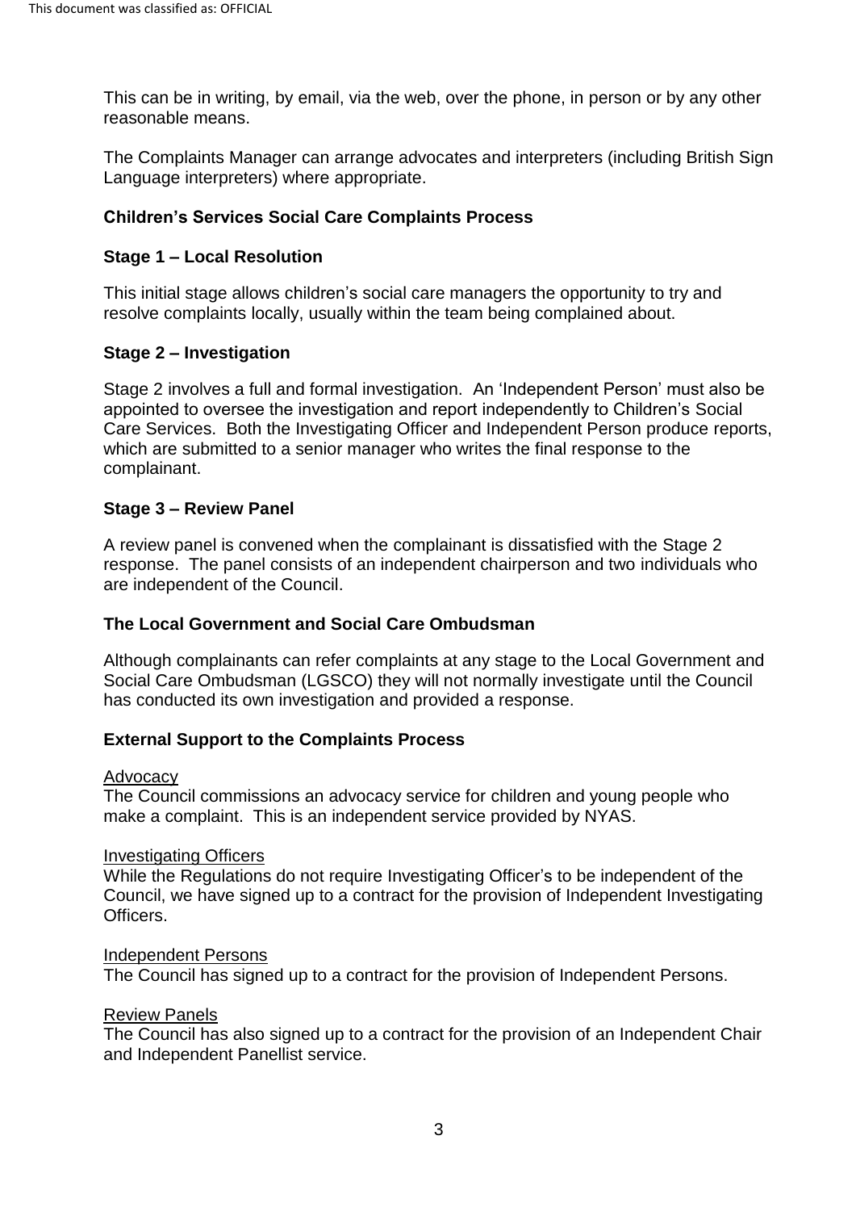This can be in writing, by email, via the web, over the phone, in person or by any other reasonable means.

The Complaints Manager can arrange advocates and interpreters (including British Sign Language interpreters) where appropriate.

### Children's Services Social Care Complaints Process

#### Stage 1 – Local Resolution

This initial stage allows children's social care managers the opportunity to try and resolve complaints locally, usually within the team being complained about.

#### Stage 2 – Investigation

Stage 2 involves a full and formal investigation. An 'Independent Person' must also be appointed to oversee the investigation and report independently to Children's Social Care Services. Both the Investigating Officer and Independent Person produce reports, which are submitted to a senior manager who writes the final response to the complainant.

#### Stage 3 – Review Panel

A review panel is convened when the complainant is dissatisfied with the Stage 2 response. The panel consists of an independent chairperson and two individuals who are independent of the Council.

### The Local Government and Social Care Ombudsman

Although complainants can refer complaints at any stage to the Local Government and Social Care Ombudsman (LGSCO) they will not normally investigate until the Council has conducted its own investigation and provided a response.

### External Support to the Complaints Process

Advocacy
The Council commissions an advocacy service for children and young people who make a complaint. This is an independent service provided by NYAS.

Investigating Officers
While the Regulations do not require Investigating Officer's to be independent of the Council, we have signed up to a contract for the provision of Independent Investigating Officers.

Independent Persons
The Council has signed up to a contract for the provision of Independent Persons.

Review Panels
The Council has also signed up to a contract for the provision of an Independent Chair and Independent Panellist service.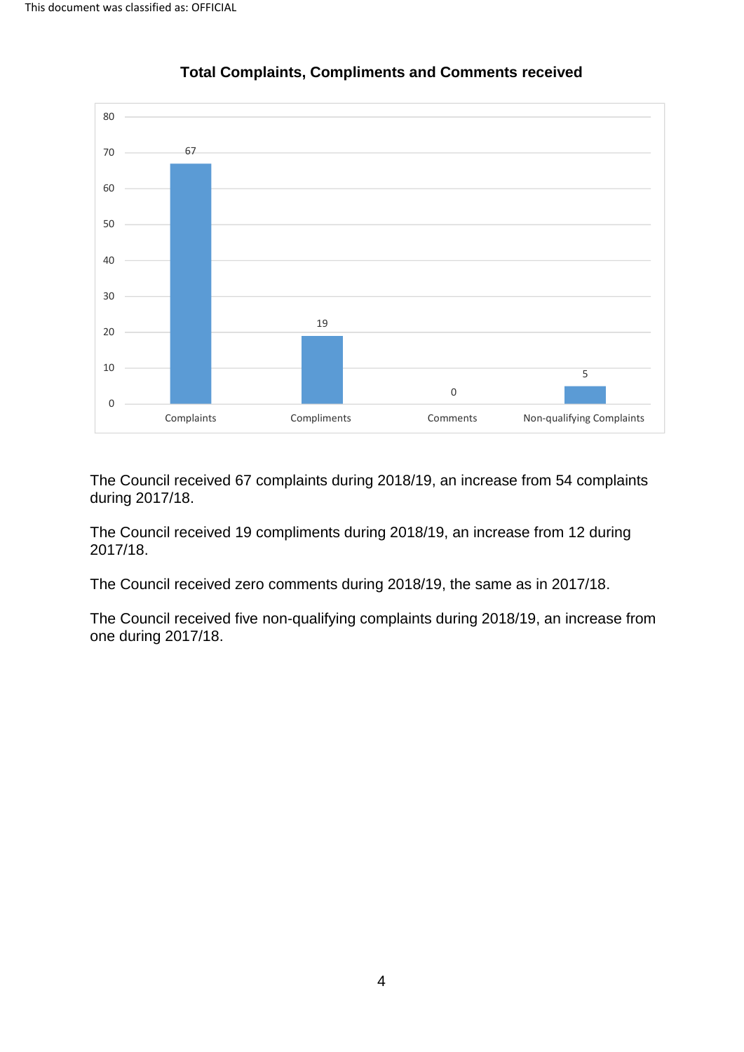**Total Complaints, Compliments and Comments received**

| Category | Number |
|---|---|
| Complaints | 67 |
| Compliments | 19 |
| Comments | 0 |
| Non-qualifying Complaints | 5 |

The Council received 67 complaints during 2018/19, an increase from 54 complaints during 2017/18.

The Council received 19 compliments during 2018/19, an increase from 12 during 2017/18.

The Council received zero comments during 2018/19, the same as in 2017/18.

The Council received five non-qualifying complaints during 2018/19, an increase from one during 2017/18.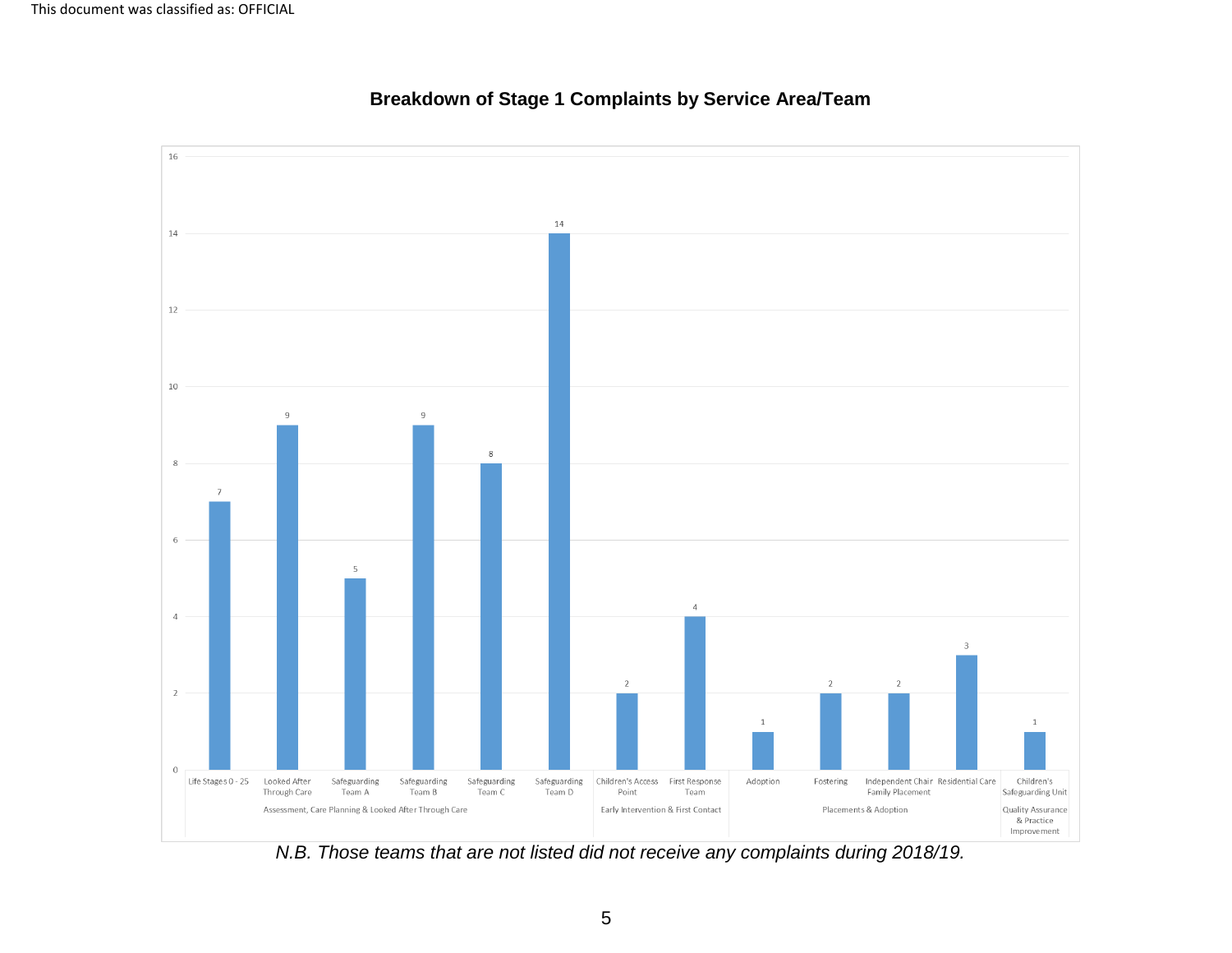## Breakdown of Stage 1 Complaints by Service Area/Team

| Service Area | Team | Stage 1 Complaints |
|---|---|---|
| Assessment, Care Planning & Looked After Through Care | Life Stages 0 - 25 | 7 |
| | Looked After Through Care | 9 |
| | Safeguarding Team A | 5 |
| | Safeguarding Team B | 9 |
| | Safeguarding Team C | 8 |
| | Safeguarding Team D | 14 |
| Early Intervention & First Contact | Children's Access Point | 2 |
| | First Response Team | 4 |
| Placements & Adoption | Adoption | 1 |
| | Fostering | 2 |
| | Independent Chair Family Placement | 2 |
| | Residential Care | 3 |
| Quality Assurance & Practice Improvement | Children's Safeguarding Unit | 1 |

*N.B. Those teams that are not listed did not receive any complaints during 2018/19.*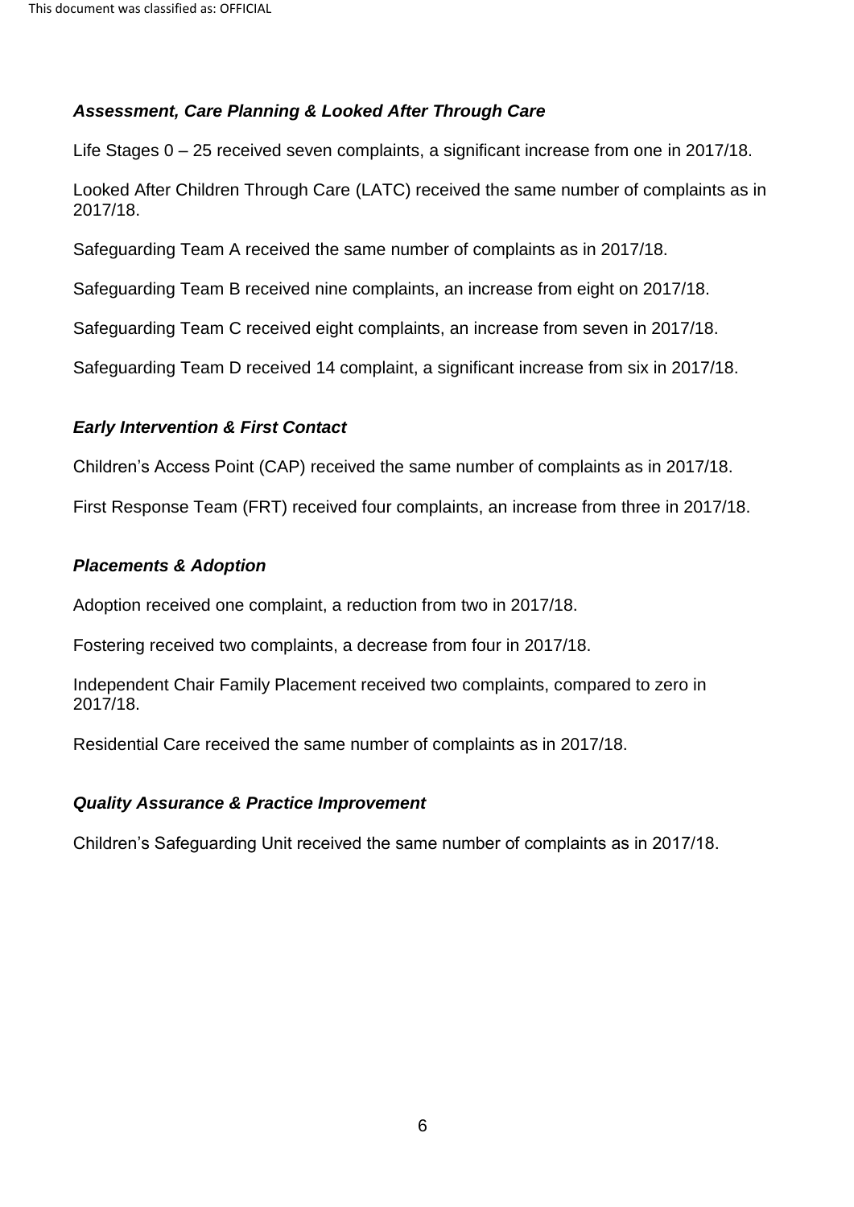### *Assessment, Care Planning & Looked After Through Care*

Life Stages 0 – 25 received seven complaints, a significant increase from one in 2017/18.

Looked After Children Through Care (LATC) received the same number of complaints as in 2017/18.

Safeguarding Team A received the same number of complaints as in 2017/18.

Safeguarding Team B received nine complaints, an increase from eight on 2017/18.

Safeguarding Team C received eight complaints, an increase from seven in 2017/18.

Safeguarding Team D received 14 complaint, a significant increase from six in 2017/18.

### *Early Intervention & First Contact*

Children's Access Point (CAP) received the same number of complaints as in 2017/18.

First Response Team (FRT) received four complaints, an increase from three in 2017/18.

### *Placements & Adoption*

Adoption received one complaint, a reduction from two in 2017/18.

Fostering received two complaints, a decrease from four in 2017/18.

Independent Chair Family Placement received two complaints, compared to zero in 2017/18.

Residential Care received the same number of complaints as in 2017/18.

### *Quality Assurance & Practice Improvement*

Children's Safeguarding Unit received the same number of complaints as in 2017/18.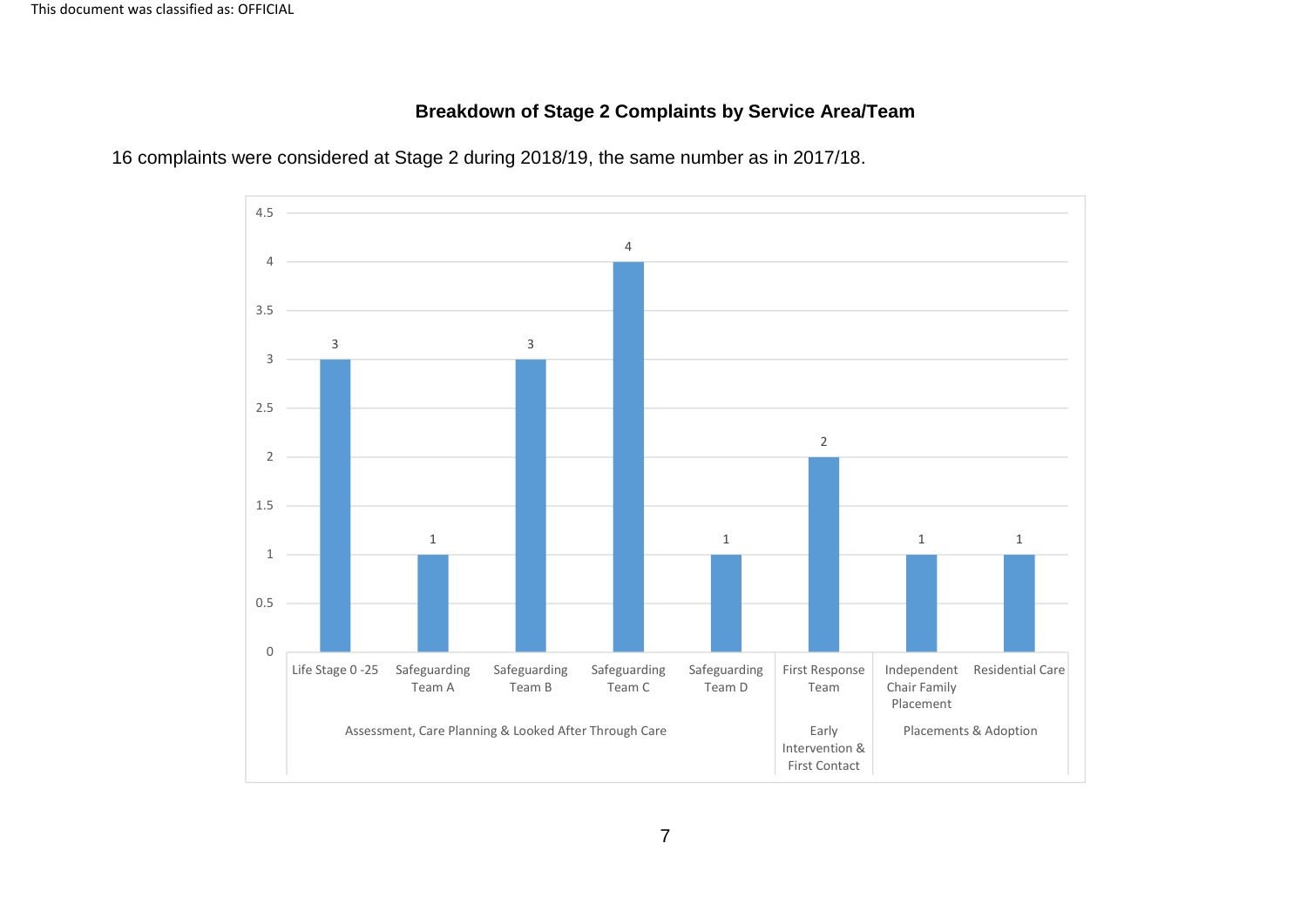## Breakdown of Stage 2 Complaints by Service Area/Team

16 complaints were considered at Stage 2 during 2018/19, the same number as in 2017/18.

| Service Area | Team | Number of Stage 2 Complaints |
|---|---|---|
| Assessment, Care Planning & Looked After Through Care | Life Stage 0 -25 | 3 |
| | Safeguarding Team A | 1 |
| | Safeguarding Team B | 3 |
| | Safeguarding Team C | 4 |
| | Safeguarding Team D | 1 |
| Early Intervention & First Contact | First Response Team | 2 |
| Placements & Adoption | Independent Chair Family Placement | 1 |
| | Residential Care | 1 |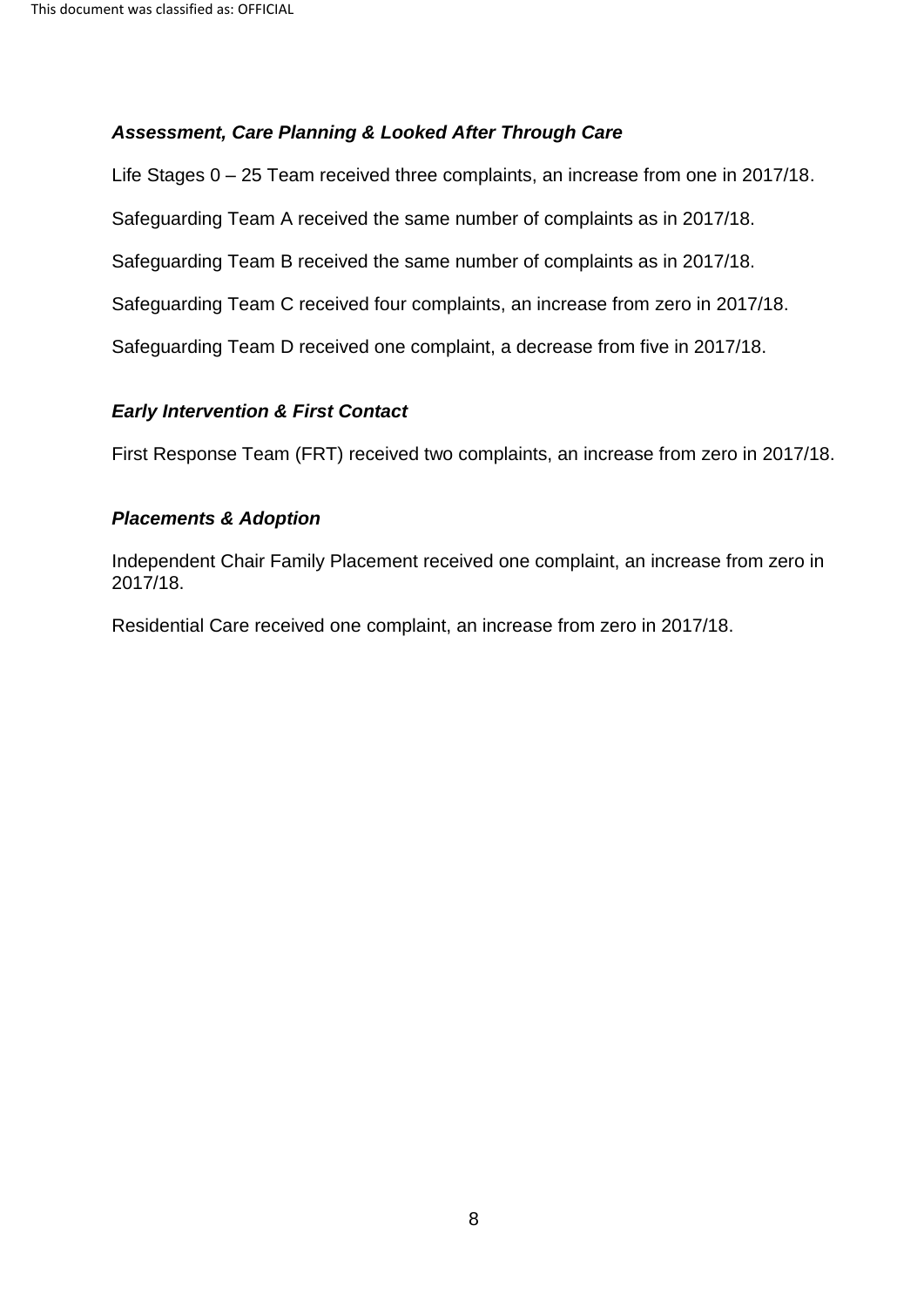### ***Assessment, Care Planning & Looked After Through Care***

Life Stages 0 – 25 Team received three complaints, an increase from one in 2017/18.

Safeguarding Team A received the same number of complaints as in 2017/18.

Safeguarding Team B received the same number of complaints as in 2017/18.

Safeguarding Team C received four complaints, an increase from zero in 2017/18.

Safeguarding Team D received one complaint, a decrease from five in 2017/18.

### ***Early Intervention & First Contact***

First Response Team (FRT) received two complaints, an increase from zero in 2017/18.

### ***Placements & Adoption***

Independent Chair Family Placement received one complaint, an increase from zero in 2017/18.

Residential Care received one complaint, an increase from zero in 2017/18.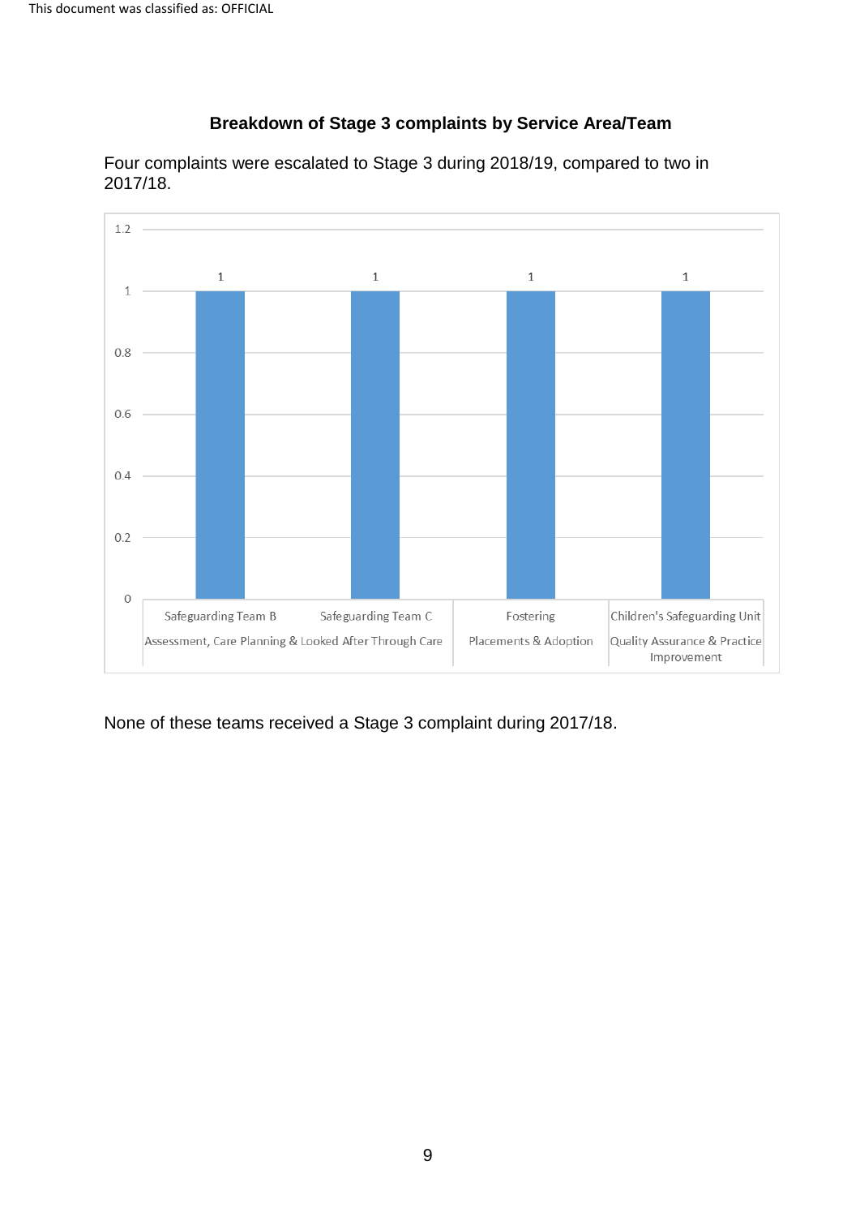**Breakdown of Stage 3 complaints by Service Area/Team**

Four complaints were escalated to Stage 3 during 2018/19, compared to two in 2017/18.

| Service Area | Team | Stage 3 complaints |
|---|---|---|
| Assessment, Care Planning & Looked After Through Care | Safeguarding Team B | 1 |
| Assessment, Care Planning & Looked After Through Care | Safeguarding Team C | 1 |
| Placements & Adoption | Fostering | 1 |
| Quality Assurance & Practice Improvement | Children's Safeguarding Unit | 1 |

None of these teams received a Stage 3 complaint during 2017/18.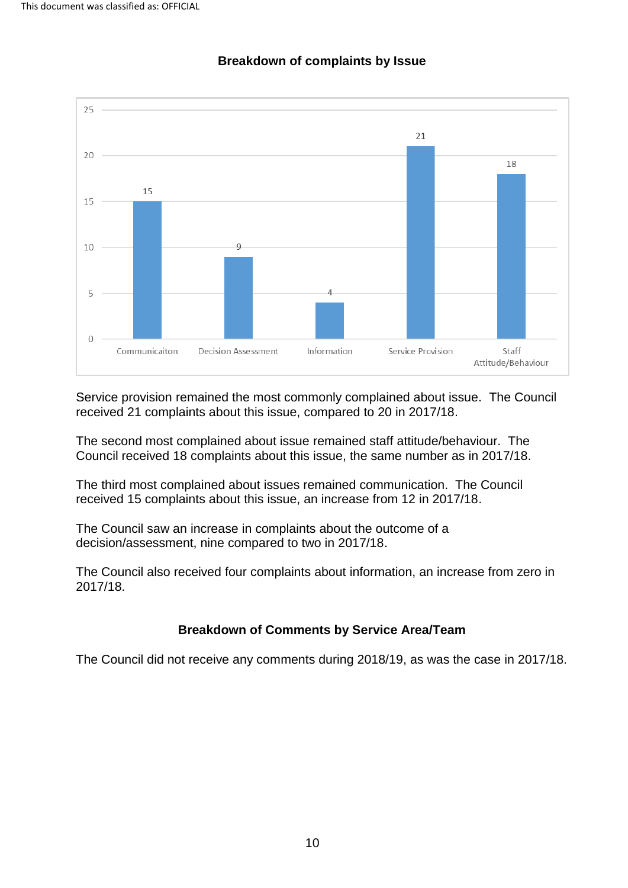This document was classified as: OFFICIAL

## Breakdown of complaints by Issue

| Issue | Complaints |
|---|---|
| Communicaiton | 15 |
| Decision Assessment | 9 |
| Information | 4 |
| Service Provision | 21 |
| Staff Attitude/Behaviour | 18 |

Service provision remained the most commonly complained about issue. The Council received 21 complaints about this issue, compared to 20 in 2017/18.

The second most complained about issue remained staff attitude/behaviour. The Council received 18 complaints about this issue, the same number as in 2017/18.

The third most complained about issues remained communication. The Council received 15 complaints about this issue, an increase from 12 in 2017/18.

The Council saw an increase in complaints about the outcome of a decision/assessment, nine compared to two in 2017/18.

The Council also received four complaints about information, an increase from zero in 2017/18.

## Breakdown of Comments by Service Area/Team

The Council did not receive any comments during 2018/19, as was the case in 2017/18.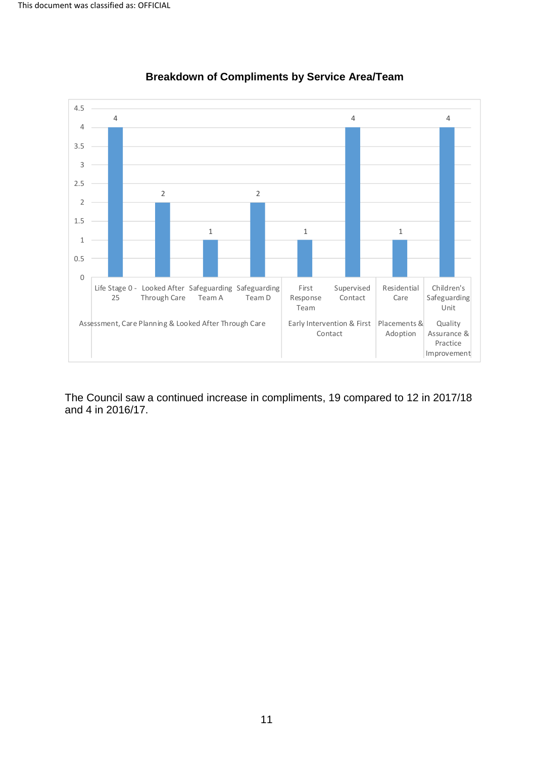## Breakdown of Compliments by Service Area/Team

| Service Area | Team | Compliments |
|---|---|---|
| Assessment, Care Planning & Looked After Through Care | Life Stage 0 - 25 | 4 |
| | Looked After Through Care | 2 |
| | Safeguarding Team A | 1 |
| | Safeguarding Team D | 2 |
| Early Intervention & First Contact | First Response Team | 1 |
| | Supervised Contact | 4 |
| Placements & Adoption | Residential Care | 1 |
| Quality Assurance & Practice Improvement | Children's Safeguarding Unit | 4 |

The Council saw a continued increase in compliments, 19 compared to 12 in 2017/18 and 4 in 2016/17.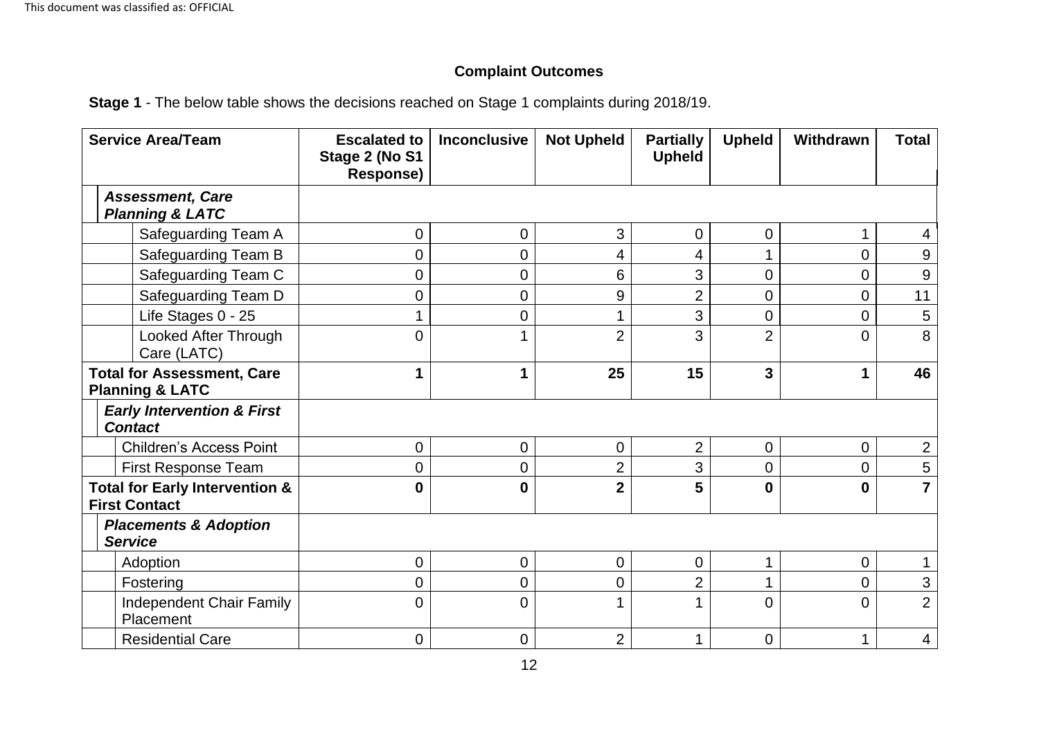**Complaint Outcomes**

**Stage 1** - The below table shows the decisions reached on Stage 1 complaints during 2018/19.

| Service Area/Team | Escalated to Stage 2 (No S1 Response) | Inconclusive | Not Upheld | Partially Upheld | Upheld | Withdrawn | Total |
|---|---|---|---|---|---|---|---|
| ***Assessment, Care Planning & LATC*** | | | | | | | |
| Safeguarding Team A | 0 | 0 | 3 | 0 | 0 | 1 | 4 |
| Safeguarding Team B | 0 | 0 | 4 | 4 | 1 | 0 | 9 |
| Safeguarding Team C | 0 | 0 | 6 | 3 | 0 | 0 | 9 |
| Safeguarding Team D | 0 | 0 | 9 | 2 | 0 | 0 | 11 |
| Life Stages 0 - 25 | 1 | 0 | 1 | 3 | 0 | 0 | 5 |
| Looked After Through Care (LATC) | 0 | 1 | 2 | 3 | 2 | 0 | 8 |
| **Total for Assessment, Care Planning & LATC** | **1** | **1** | **25** | **15** | **3** | **1** | **46** |
| ***Early Intervention & First Contact*** | | | | | | | |
| Children's Access Point | 0 | 0 | 0 | 2 | 0 | 0 | 2 |
| First Response Team | 0 | 0 | 2 | 3 | 0 | 0 | 5 |
| **Total for Early Intervention & First Contact** | **0** | **0** | **2** | **5** | **0** | **0** | **7** |
| ***Placements & Adoption Service*** | | | | | | | |
| Adoption | 0 | 0 | 0 | 0 | 1 | 0 | 1 |
| Fostering | 0 | 0 | 0 | 2 | 1 | 0 | 3 |
| Independent Chair Family Placement | 0 | 0 | 1 | 1 | 0 | 0 | 2 |
| Residential Care | 0 | 0 | 2 | 1 | 0 | 1 | 4 |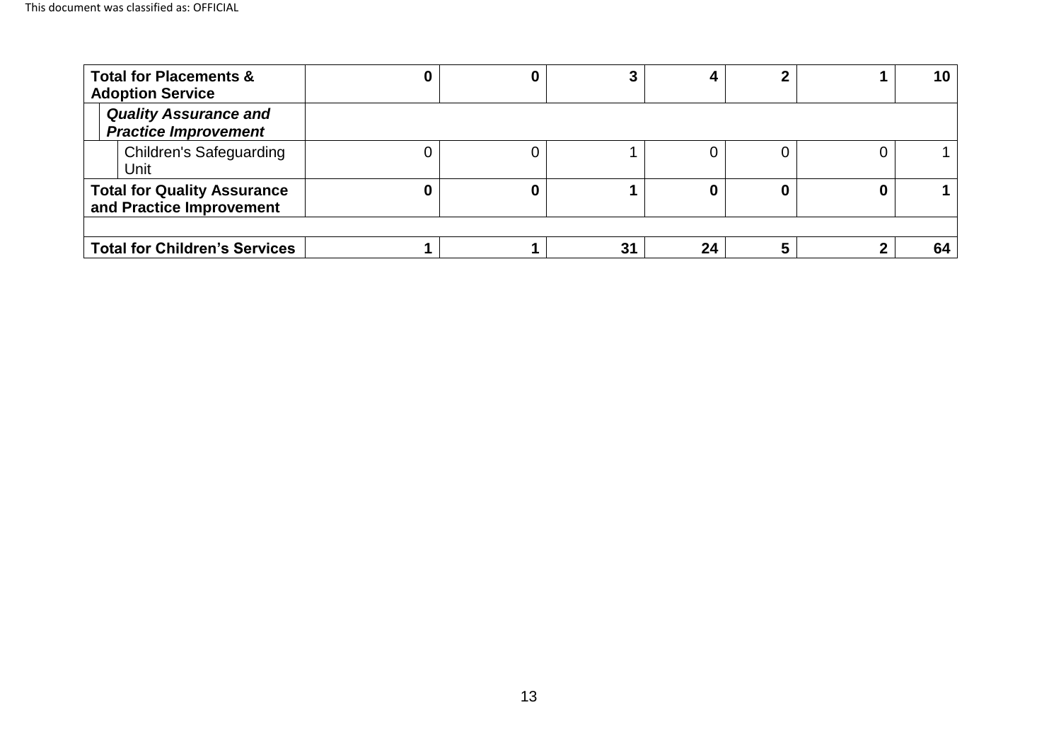| | | | | | | | |
|---|---|---|---|---|---|---|---|
| **Total for Placements & Adoption Service** | **0** | **0** | **3** | **4** | **2** | **1** | **10** |
| ***Quality Assurance and Practice Improvement*** | | | | | | | |
| Children's Safeguarding Unit | 0 | 0 | 1 | 0 | 0 | 0 | 1 |
| **Total for Quality Assurance and Practice Improvement** | **0** | **0** | **1** | **0** | **0** | **0** | **1** |
| | | | | | | | |
| **Total for Children's Services** | **1** | **1** | **31** | **24** | **5** | **2** | **64** |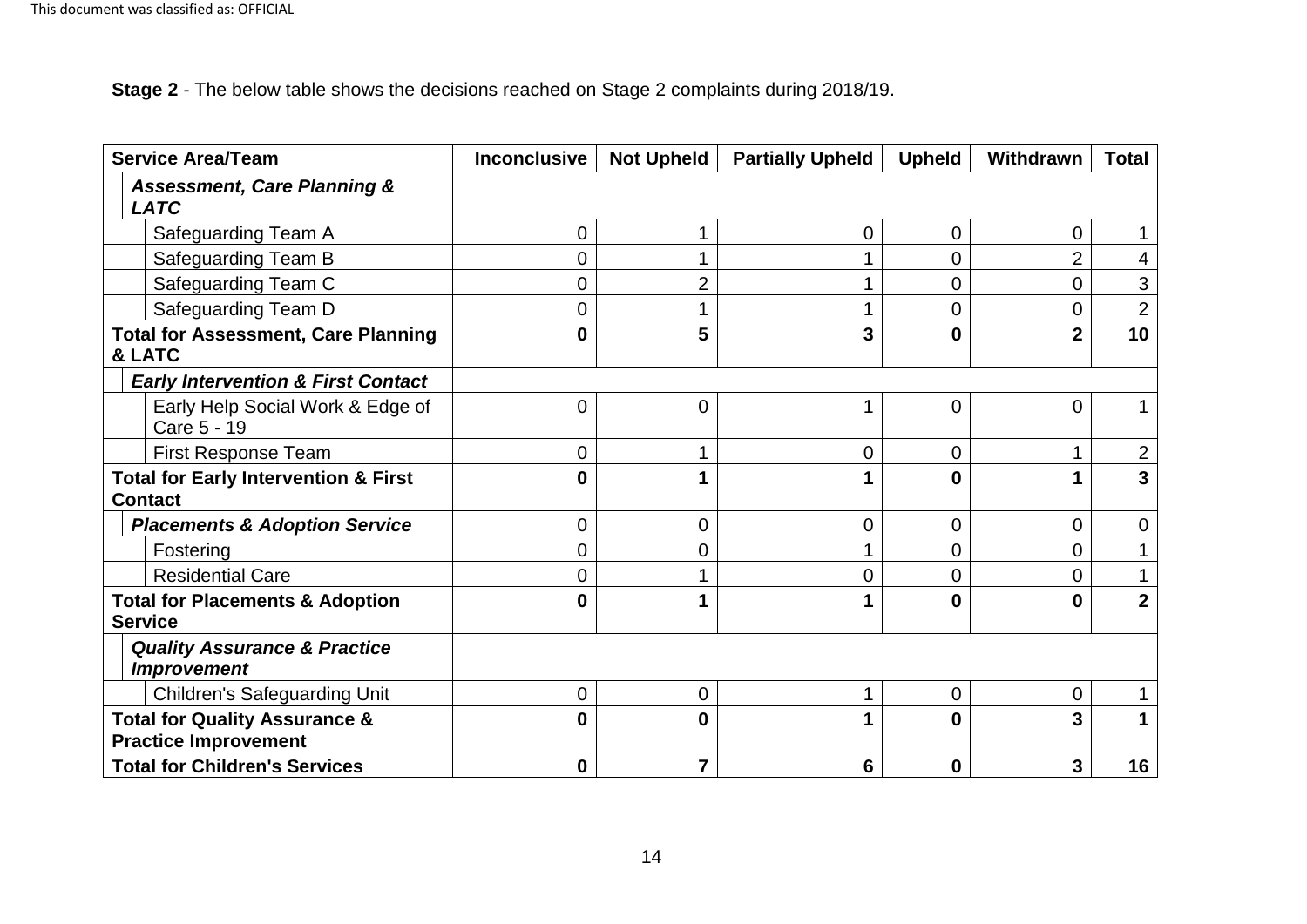**Stage 2** - The below table shows the decisions reached on Stage 2 complaints during 2018/19.

| Service Area/Team | Inconclusive | Not Upheld | Partially Upheld | Upheld | Withdrawn | Total |
|---|---|---|---|---|---|---|
| ***Assessment, Care Planning & LATC*** | | | | | | |
| Safeguarding Team A | 0 | 1 | 0 | 0 | 0 | 1 |
| Safeguarding Team B | 0 | 1 | 1 | 0 | 2 | 4 |
| Safeguarding Team C | 0 | 2 | 1 | 0 | 0 | 3 |
| Safeguarding Team D | 0 | 1 | 1 | 0 | 0 | 2 |
| **Total for Assessment, Care Planning & LATC** | **0** | **5** | **3** | **0** | **2** | **10** |
| ***Early Intervention & First Contact*** | | | | | | |
| Early Help Social Work & Edge of Care 5 - 19 | 0 | 0 | 1 | 0 | 0 | 1 |
| First Response Team | 0 | 1 | 0 | 0 | 1 | 2 |
| **Total for Early Intervention & First Contact** | **0** | **1** | **1** | **0** | **1** | **3** |
| ***Placements & Adoption Service*** | 0 | 0 | 0 | 0 | 0 | 0 |
| Fostering | 0 | 0 | 1 | 0 | 0 | 1 |
| Residential Care | 0 | 1 | 0 | 0 | 0 | 1 |
| **Total for Placements & Adoption Service** | **0** | **1** | **1** | **0** | **0** | **2** |
| ***Quality Assurance & Practice Improvement*** | | | | | | |
| Children's Safeguarding Unit | 0 | 0 | 1 | 0 | 0 | 1 |
| **Total for Quality Assurance & Practice Improvement** | **0** | **0** | **1** | **0** | **3** | **1** |
| **Total for Children's Services** | **0** | **7** | **6** | **0** | **3** | **16** |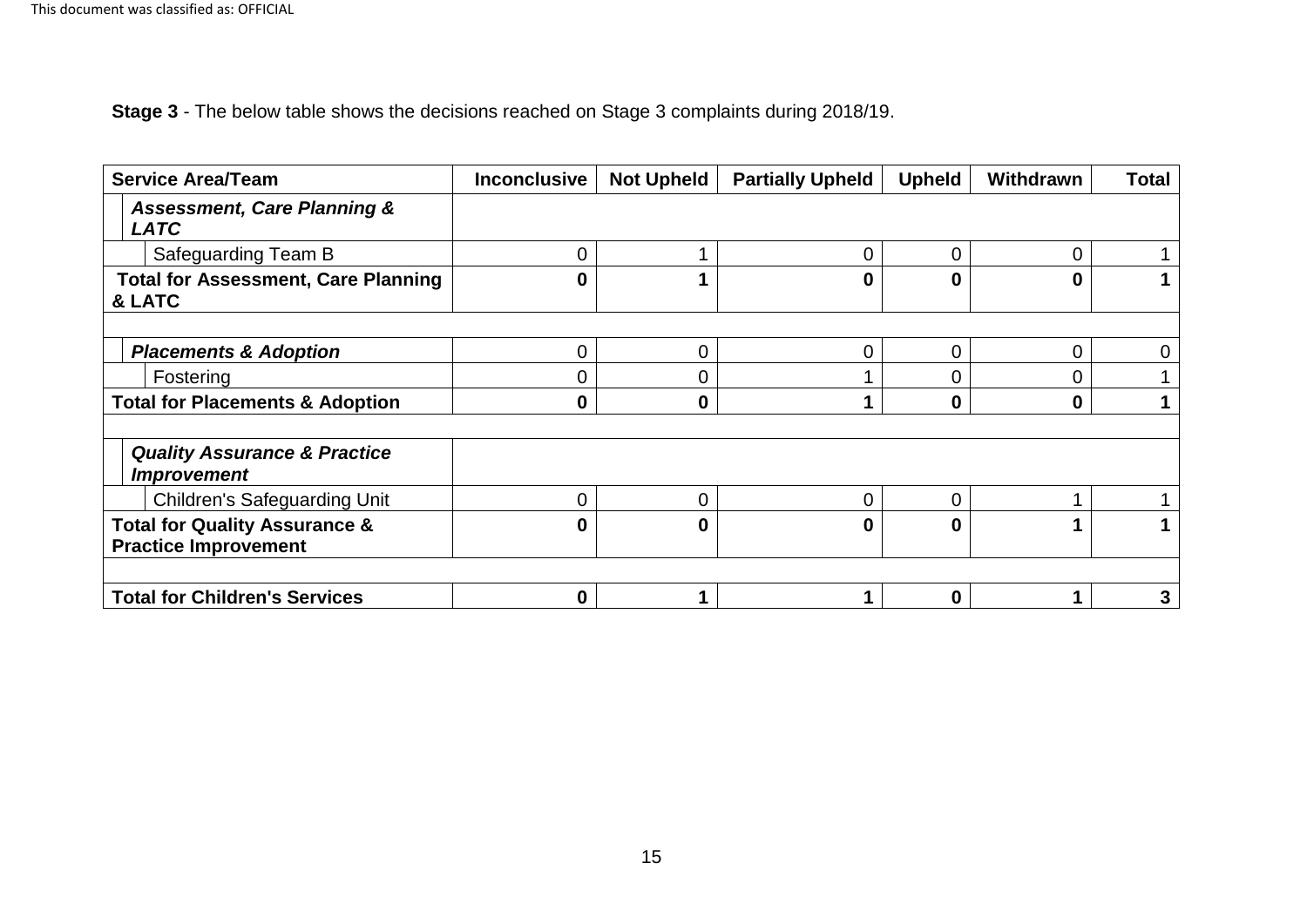**Stage 3** - The below table shows the decisions reached on Stage 3 complaints during 2018/19.

| Service Area/Team | Inconclusive | Not Upheld | Partially Upheld | Upheld | Withdrawn | Total |
|---|---|---|---|---|---|---|
| ***Assessment, Care Planning & LATC*** | | | | | | |
| Safeguarding Team B | 0 | 1 | 0 | 0 | 0 | 1 |
| **Total for Assessment, Care Planning & LATC** | **0** | **1** | **0** | **0** | **0** | **1** |
| | | | | | | |
| ***Placements & Adoption*** | 0 | 0 | 0 | 0 | 0 | 0 |
| Fostering | 0 | 0 | 1 | 0 | 0 | 1 |
| **Total for Placements & Adoption** | **0** | **0** | **1** | **0** | **0** | **1** |
| | | | | | | |
| ***Quality Assurance & Practice Improvement*** | | | | | | |
| Children's Safeguarding Unit | 0 | 0 | 0 | 0 | 1 | 1 |
| **Total for Quality Assurance & Practice Improvement** | **0** | **0** | **0** | **0** | **1** | **1** |
| | | | | | | |
| **Total for Children's Services** | **0** | **1** | **1** | **0** | **1** | **3** |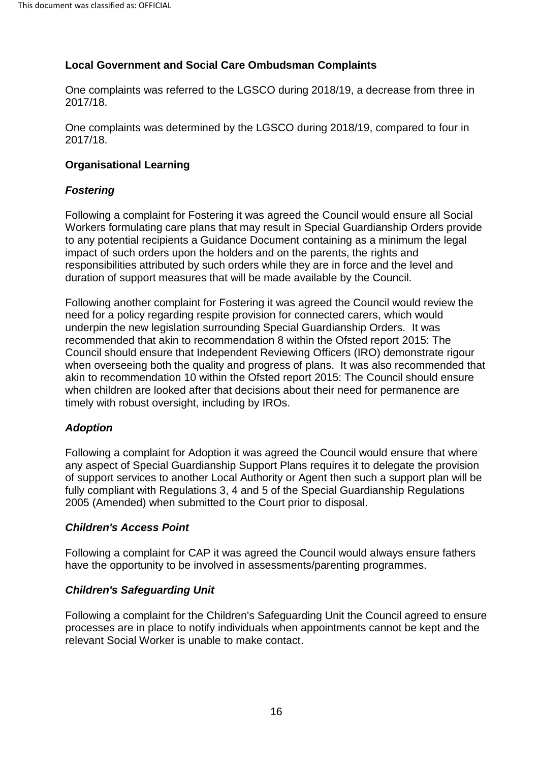**Local Government and Social Care Ombudsman Complaints**

One complaints was referred to the LGSCO during 2018/19, a decrease from three in 2017/18.

One complaints was determined by the LGSCO during 2018/19, compared to four in 2017/18.

**Organisational Learning**

***Fostering***

Following a complaint for Fostering it was agreed the Council would ensure all Social Workers formulating care plans that may result in Special Guardianship Orders provide to any potential recipients a Guidance Document containing as a minimum the legal impact of such orders upon the holders and on the parents, the rights and responsibilities attributed by such orders while they are in force and the level and duration of support measures that will be made available by the Council.

Following another complaint for Fostering it was agreed the Council would review the need for a policy regarding respite provision for connected carers, which would underpin the new legislation surrounding Special Guardianship Orders. It was recommended that akin to recommendation 8 within the Ofsted report 2015: The Council should ensure that Independent Reviewing Officers (IRO) demonstrate rigour when overseeing both the quality and progress of plans. It was also recommended that akin to recommendation 10 within the Ofsted report 2015: The Council should ensure when children are looked after that decisions about their need for permanence are timely with robust oversight, including by IROs.

***Adoption***

Following a complaint for Adoption it was agreed the Council would ensure that where any aspect of Special Guardianship Support Plans requires it to delegate the provision of support services to another Local Authority or Agent then such a support plan will be fully compliant with Regulations 3, 4 and 5 of the Special Guardianship Regulations 2005 (Amended) when submitted to the Court prior to disposal.

***Children's Access Point***

Following a complaint for CAP it was agreed the Council would always ensure fathers have the opportunity to be involved in assessments/parenting programmes.

***Children's Safeguarding Unit***

Following a complaint for the Children's Safeguarding Unit the Council agreed to ensure processes are in place to notify individuals when appointments cannot be kept and the relevant Social Worker is unable to make contact.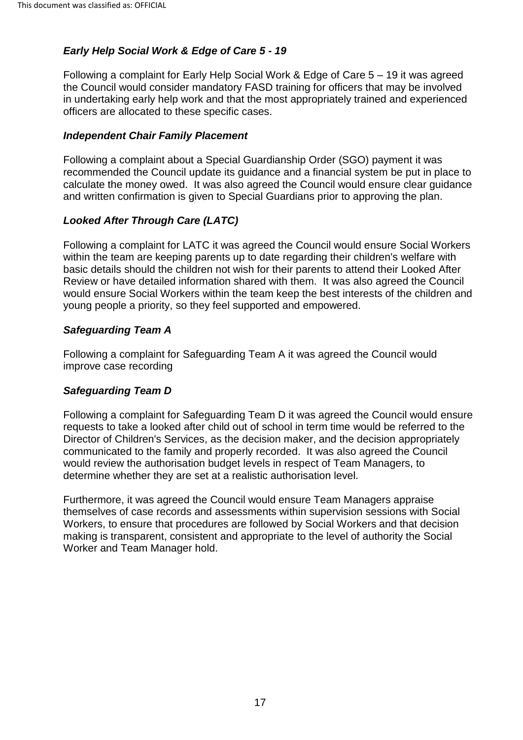### *Early Help Social Work & Edge of Care 5 - 19*

Following a complaint for Early Help Social Work & Edge of Care 5 – 19 it was agreed the Council would consider mandatory FASD training for officers that may be involved in undertaking early help work and that the most appropriately trained and experienced officers are allocated to these specific cases.

### *Independent Chair Family Placement*

Following a complaint about a Special Guardianship Order (SGO) payment it was recommended the Council update its guidance and a financial system be put in place to calculate the money owed. It was also agreed the Council would ensure clear guidance and written confirmation is given to Special Guardians prior to approving the plan.

### *Looked After Through Care (LATC)*

Following a complaint for LATC it was agreed the Council would ensure Social Workers within the team are keeping parents up to date regarding their children's welfare with basic details should the children not wish for their parents to attend their Looked After Review or have detailed information shared with them. It was also agreed the Council would ensure Social Workers within the team keep the best interests of the children and young people a priority, so they feel supported and empowered.

### *Safeguarding Team A*

Following a complaint for Safeguarding Team A it was agreed the Council would improve case recording

### *Safeguarding Team D*

Following a complaint for Safeguarding Team D it was agreed the Council would ensure requests to take a looked after child out of school in term time would be referred to the Director of Children's Services, as the decision maker, and the decision appropriately communicated to the family and properly recorded. It was also agreed the Council would review the authorisation budget levels in respect of Team Managers, to determine whether they are set at a realistic authorisation level.

Furthermore, it was agreed the Council would ensure Team Managers appraise themselves of case records and assessments within supervision sessions with Social Workers, to ensure that procedures are followed by Social Workers and that decision making is transparent, consistent and appropriate to the level of authority the Social Worker and Team Manager hold.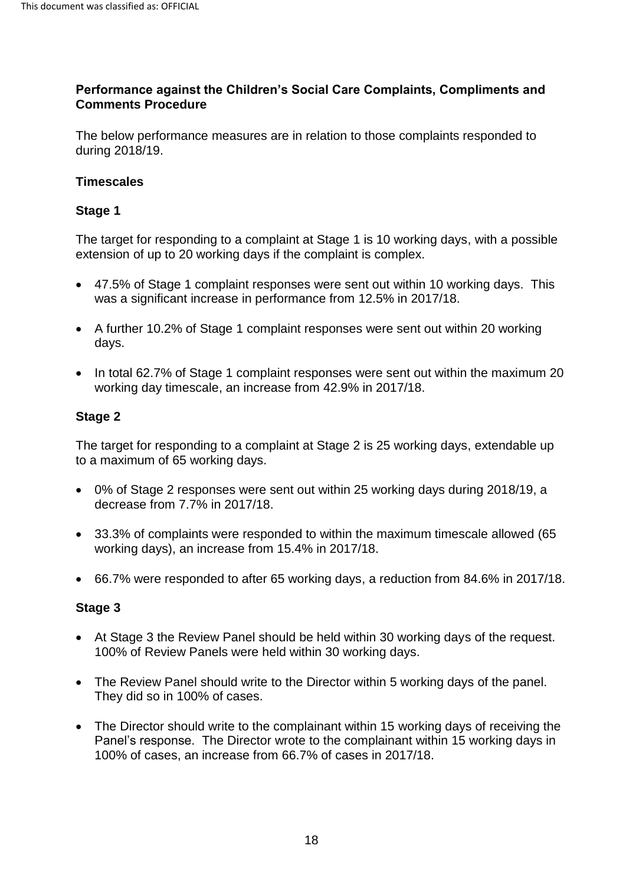## Performance against the Children's Social Care Complaints, Compliments and Comments Procedure

The below performance measures are in relation to those complaints responded to during 2018/19.

### Timescales

#### Stage 1

The target for responding to a complaint at Stage 1 is 10 working days, with a possible extension of up to 20 working days if the complaint is complex.

- 47.5% of Stage 1 complaint responses were sent out within 10 working days. This was a significant increase in performance from 12.5% in 2017/18.
- A further 10.2% of Stage 1 complaint responses were sent out within 20 working days.
- In total 62.7% of Stage 1 complaint responses were sent out within the maximum 20 working day timescale, an increase from 42.9% in 2017/18.

#### Stage 2

The target for responding to a complaint at Stage 2 is 25 working days, extendable up to a maximum of 65 working days.

- 0% of Stage 2 responses were sent out within 25 working days during 2018/19, a decrease from 7.7% in 2017/18.
- 33.3% of complaints were responded to within the maximum timescale allowed (65 working days), an increase from 15.4% in 2017/18.
- 66.7% were responded to after 65 working days, a reduction from 84.6% in 2017/18.

#### Stage 3

- At Stage 3 the Review Panel should be held within 30 working days of the request. 100% of Review Panels were held within 30 working days.
- The Review Panel should write to the Director within 5 working days of the panel. They did so in 100% of cases.
- The Director should write to the complainant within 15 working days of receiving the Panel's response. The Director wrote to the complainant within 15 working days in 100% of cases, an increase from 66.7% of cases in 2017/18.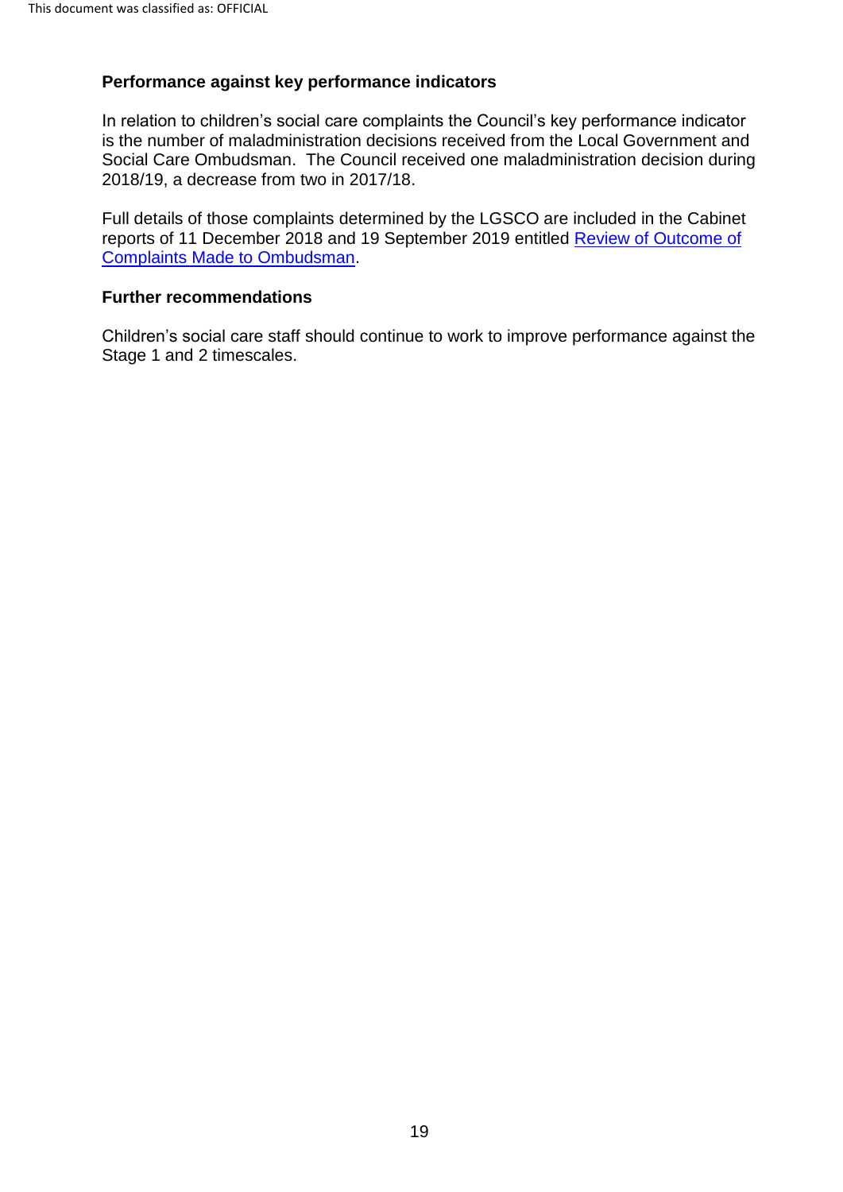**Performance against key performance indicators**

In relation to children's social care complaints the Council's key performance indicator is the number of maladministration decisions received from the Local Government and Social Care Ombudsman. The Council received one maladministration decision during 2018/19, a decrease from two in 2017/18.

Full details of those complaints determined by the LGSCO are included in the Cabinet reports of 11 December 2018 and 19 September 2019 entitled Review of Outcome of Complaints Made to Ombudsman.

**Further recommendations**

Children's social care staff should continue to work to improve performance against the Stage 1 and 2 timescales.